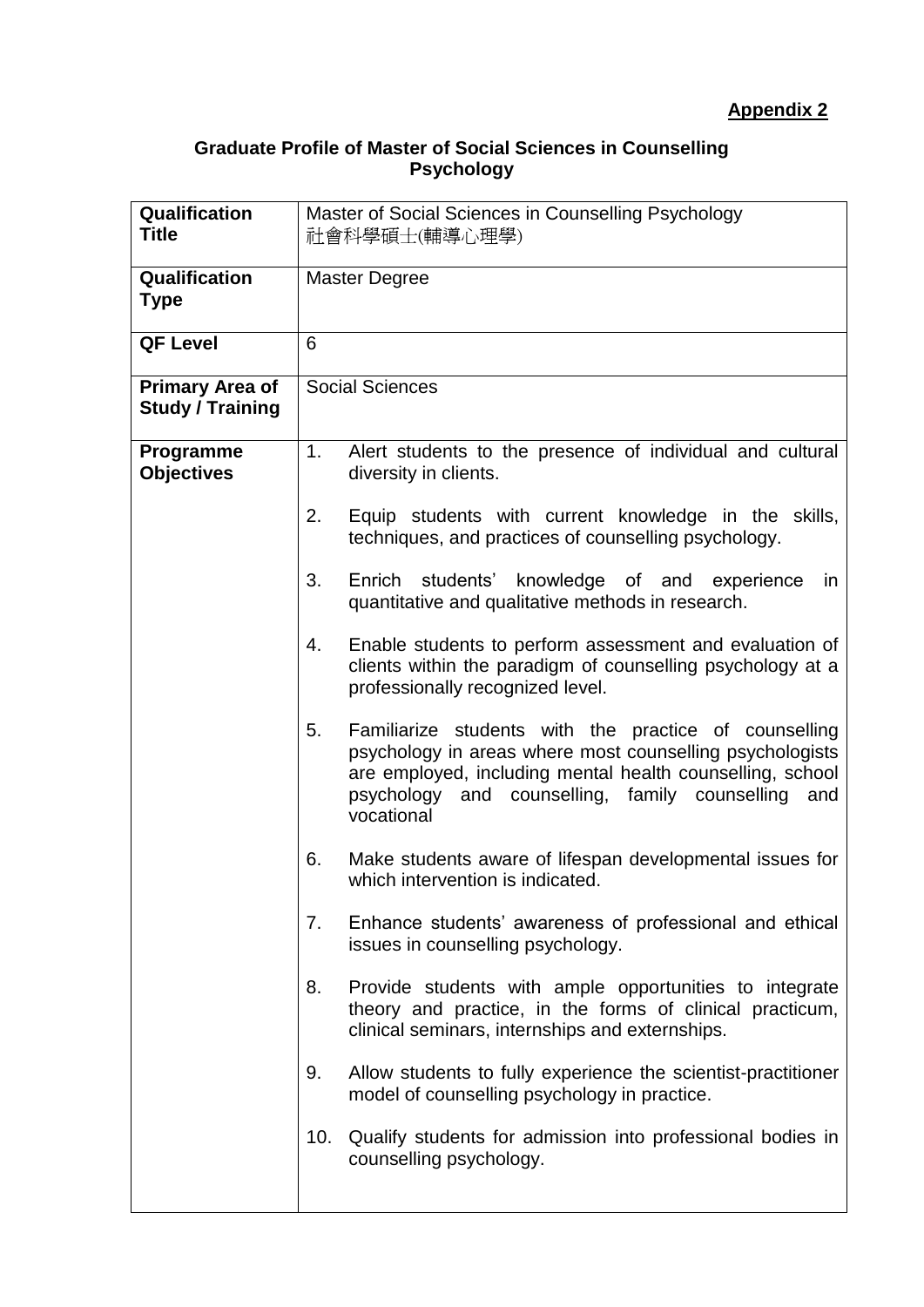**Appendix 2**

## Graduate Profile of Master of Social Sciences in Counselling Psychology

| **Qualification Title** | Master of Social Sciences in Counselling Psychology<br>社會科學碩士(輔導心理學) |
|---|---|
| **Qualification Type** | Master Degree |
| **QF Level** | 6 |
| **Primary Area of Study / Training** | Social Sciences |
| **Programme Objectives** | 1. Alert students to the presence of individual and cultural diversity in clients.<br><br>2. Equip students with current knowledge in the skills, techniques, and practices of counselling psychology.<br><br>3. Enrich students' knowledge of and experience in quantitative and qualitative methods in research.<br><br>4. Enable students to perform assessment and evaluation of clients within the paradigm of counselling psychology at a professionally recognized level.<br><br>5. Familiarize students with the practice of counselling psychology in areas where most counselling psychologists are employed, including mental health counselling, school psychology and counselling, family counselling and vocational<br><br>6. Make students aware of lifespan developmental issues for which intervention is indicated.<br><br>7. Enhance students' awareness of professional and ethical issues in counselling psychology.<br><br>8. Provide students with ample opportunities to integrate theory and practice, in the forms of clinical practicum, clinical seminars, internships and externships.<br><br>9. Allow students to fully experience the scientist-practitioner model of counselling psychology in practice.<br><br>10. Qualify students for admission into professional bodies in counselling psychology. |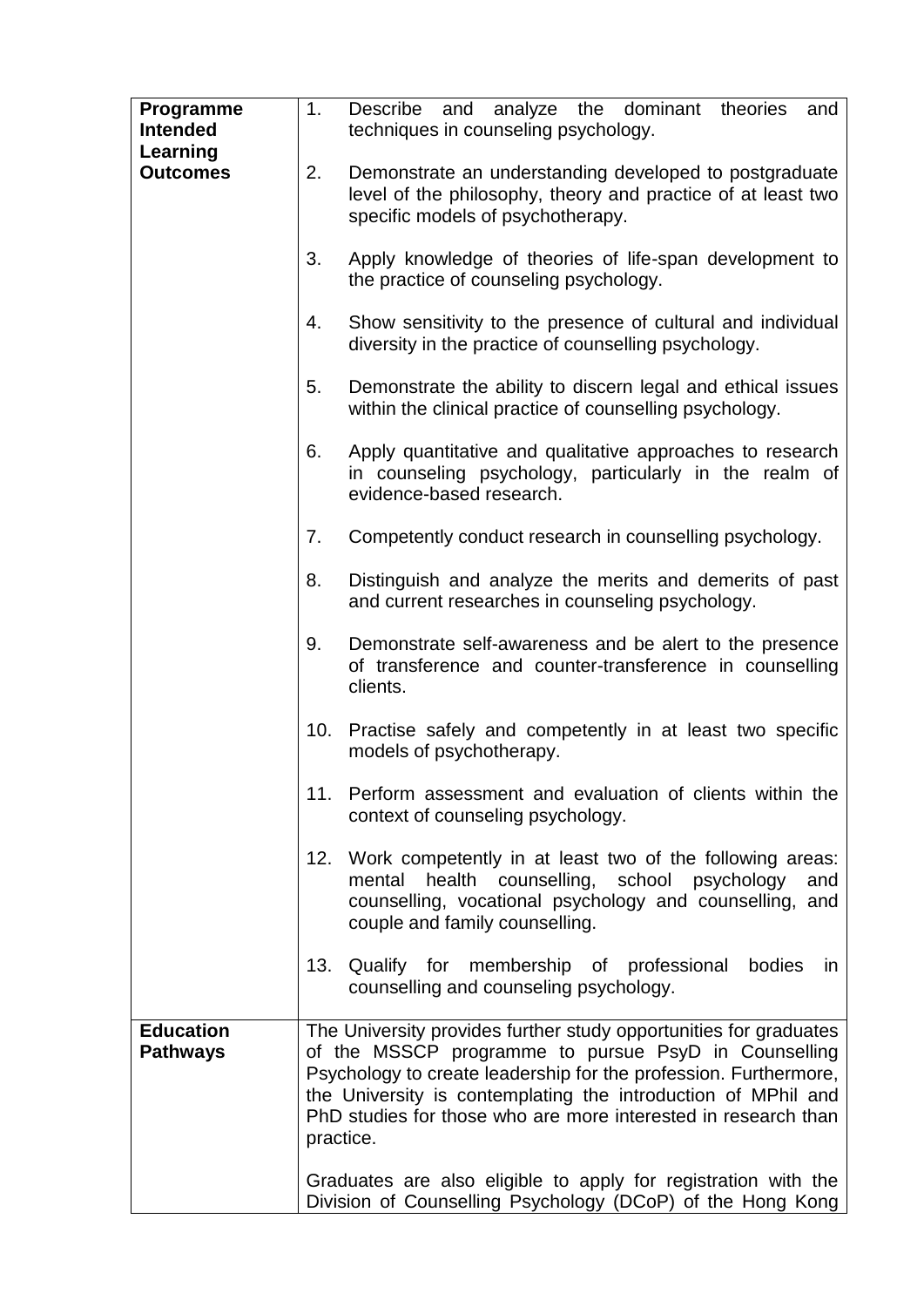| | |
|---|---|
| **Programme Intended Learning Outcomes** | 1. Describe and analyze the dominant theories and techniques in counseling psychology.<br><br>2. Demonstrate an understanding developed to postgraduate level of the philosophy, theory and practice of at least two specific models of psychotherapy.<br><br>3. Apply knowledge of theories of life-span development to the practice of counseling psychology.<br><br>4. Show sensitivity to the presence of cultural and individual diversity in the practice of counselling psychology.<br><br>5. Demonstrate the ability to discern legal and ethical issues within the clinical practice of counselling psychology.<br><br>6. Apply quantitative and qualitative approaches to research in counseling psychology, particularly in the realm of evidence-based research.<br><br>7. Competently conduct research in counselling psychology.<br><br>8. Distinguish and analyze the merits and demerits of past and current researches in counseling psychology.<br><br>9. Demonstrate self-awareness and be alert to the presence of transference and counter-transference in counselling clients.<br><br>10. Practise safely and competently in at least two specific models of psychotherapy.<br><br>11. Perform assessment and evaluation of clients within the context of counseling psychology.<br><br>12. Work competently in at least two of the following areas: mental health counselling, school psychology and counselling, vocational psychology and counselling, and couple and family counselling.<br><br>13. Qualify for membership of professional bodies in counselling and counseling psychology. |
| **Education Pathways** | The University provides further study opportunities for graduates of the MSSCP programme to pursue PsyD in Counselling Psychology to create leadership for the profession. Furthermore, the University is contemplating the introduction of MPhil and PhD studies for those who are more interested in research than practice.<br><br>Graduates are also eligible to apply for registration with the Division of Counselling Psychology (DCoP) of the Hong Kong |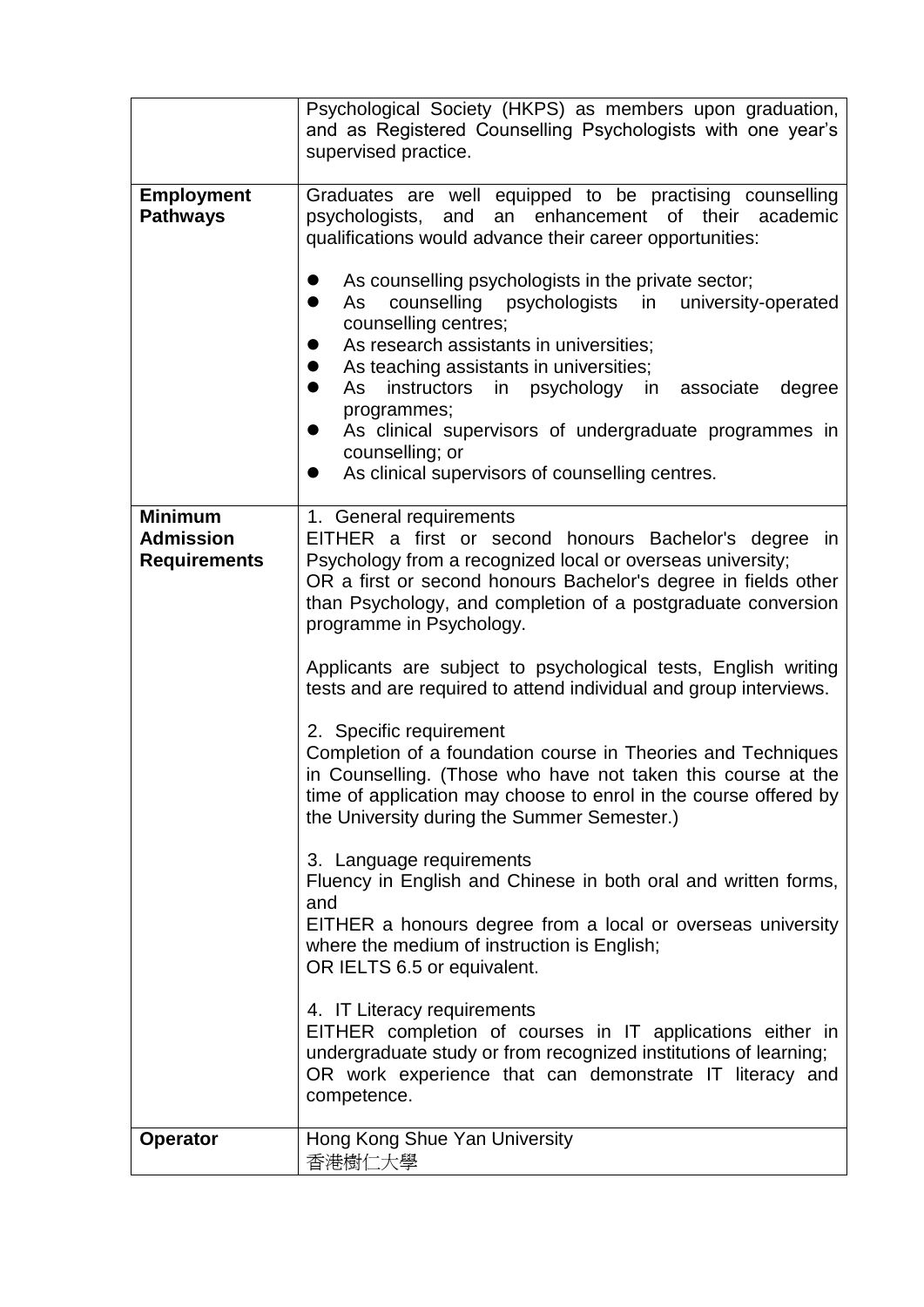| | |
|---|---|
| | Psychological Society (HKPS) as members upon graduation, and as Registered Counselling Psychologists with one year's supervised practice. |
| **Employment Pathways** | Graduates are well equipped to be practising counselling psychologists, and an enhancement of their academic qualifications would advance their career opportunities:<br><br>● As counselling psychologists in the private sector;<br>● As counselling psychologists in university-operated counselling centres;<br>● As research assistants in universities;<br>● As teaching assistants in universities;<br>● As instructors in psychology in associate degree programmes;<br>● As clinical supervisors of undergraduate programmes in counselling; or<br>● As clinical supervisors of counselling centres. |
| **Minimum Admission Requirements** | 1. General requirements<br>EITHER a first or second honours Bachelor's degree in Psychology from a recognized local or overseas university;<br>OR a first or second honours Bachelor's degree in fields other than Psychology, and completion of a postgraduate conversion programme in Psychology.<br><br>Applicants are subject to psychological tests, English writing tests and are required to attend individual and group interviews.<br><br>2. Specific requirement<br>Completion of a foundation course in Theories and Techniques in Counselling. (Those who have not taken this course at the time of application may choose to enrol in the course offered by the University during the Summer Semester.)<br><br>3. Language requirements<br>Fluency in English and Chinese in both oral and written forms, and<br>EITHER a honours degree from a local or overseas university where the medium of instruction is English;<br>OR IELTS 6.5 or equivalent.<br><br>4. IT Literacy requirements<br>EITHER completion of courses in IT applications either in undergraduate study or from recognized institutions of learning;<br>OR work experience that can demonstrate IT literacy and competence. |
| **Operator** | Hong Kong Shue Yan University<br>香港樹仁大學 |